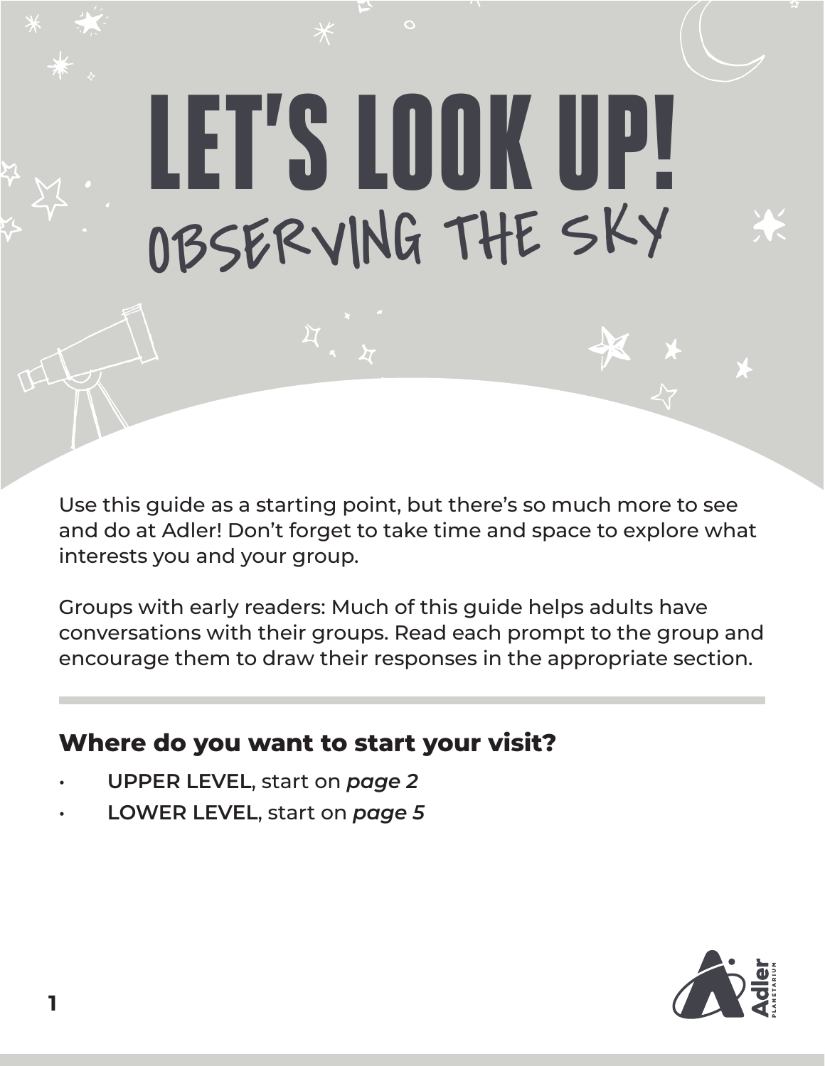# LET'S LOOK UP!

## OBSERVING THE SKY

Use this guide as a starting point, but there's so much more to see and do at Adler! Don't forget to take time and space to explore what interests you and your group.

Groups with early readers: Much of this guide helps adults have conversations with their groups. Read each prompt to the group and encourage them to draw their responses in the appropriate section.

---

### Where do you want to start your visit?

- **UPPER LEVEL**, start on ***page 2***
- **LOWER LEVEL**, start on ***page 5***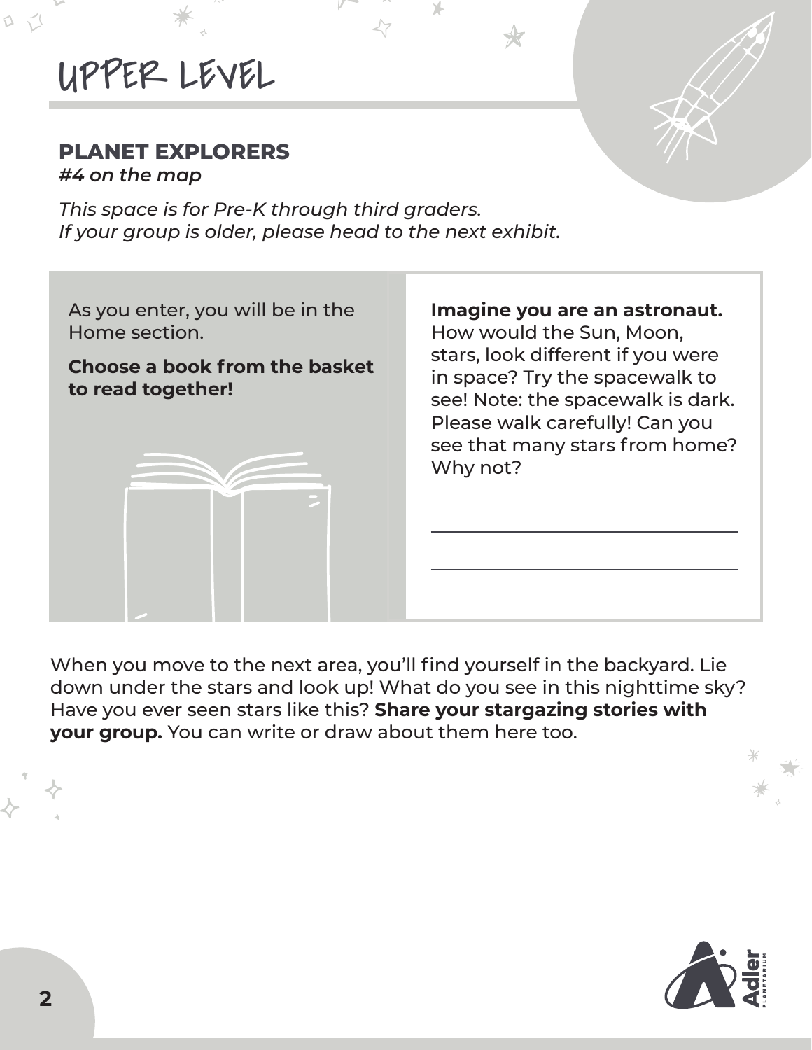# UPPER LEVEL

## PLANET EXPLORERS

*#4 on the map*

*This space is for Pre-K through third graders.*
*If your group is older, please head to the next exhibit.*

As you enter, you will be in the Home section.

**Choose a book from the basket to read together!**

**Imagine you are an astronaut.** How would the Sun, Moon, stars, look different if you were in space? Try the spacewalk to see! Note: the spacewalk is dark. Please walk carefully! Can you see that many stars from home? Why not?

\_\_\_\_\_\_\_\_\_\_\_\_\_\_\_\_\_\_\_\_\_\_\_\_\_\_\_\_\_\_

\_\_\_\_\_\_\_\_\_\_\_\_\_\_\_\_\_\_\_\_\_\_\_\_\_\_\_\_\_\_

When you move to the next area, you'll find yourself in the backyard. Lie down under the stars and look up! What do you see in this nighttime sky? Have you ever seen stars like this? **Share your stargazing stories with your group.** You can write or draw about them here too.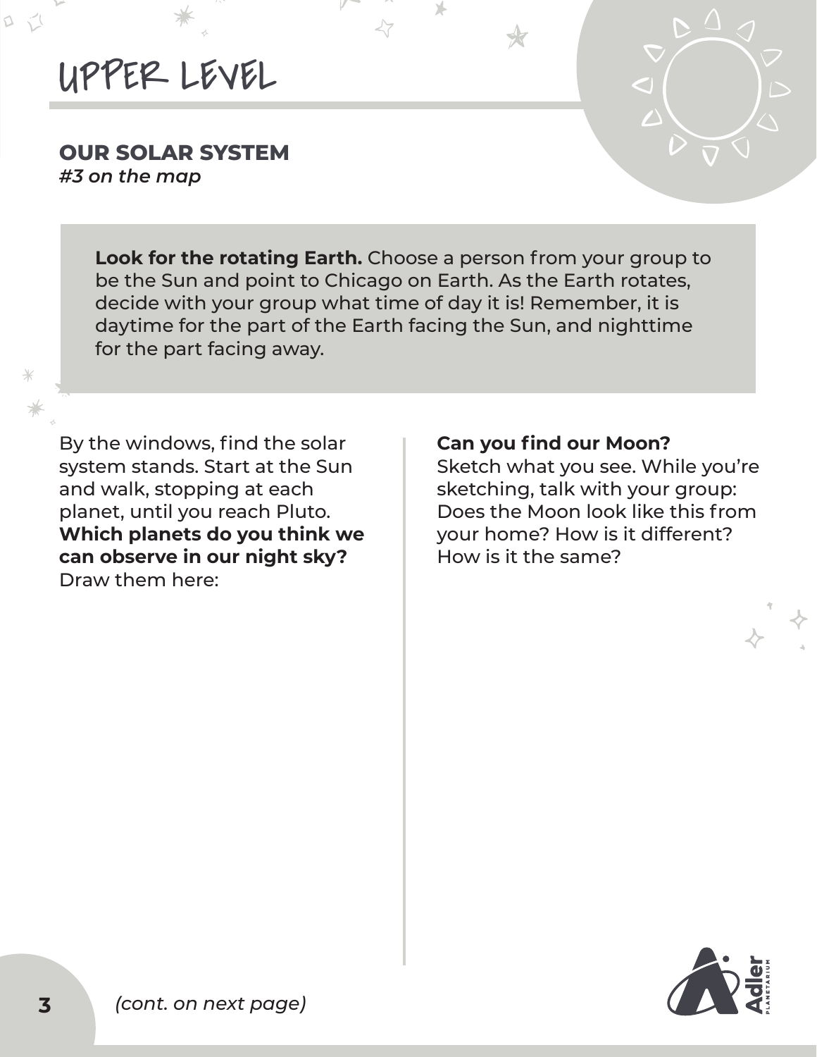# UPPER LEVEL

## OUR SOLAR SYSTEM

*#3 on the map*

**Look for the rotating Earth.** Choose a person from your group to be the Sun and point to Chicago on Earth. As the Earth rotates, decide with your group what time of day it is! Remember, it is daytime for the part of the Earth facing the Sun, and nighttime for the part facing away.

By the windows, find the solar system stands. Start at the Sun and walk, stopping at each planet, until you reach Pluto. **Which planets do you think we can observe in our night sky?** Draw them here:

**Can you find our Moon?**
Sketch what you see. While you're sketching, talk with your group: Does the Moon look like this from your home? How is it different? How is it the same?

*(cont. on next page)*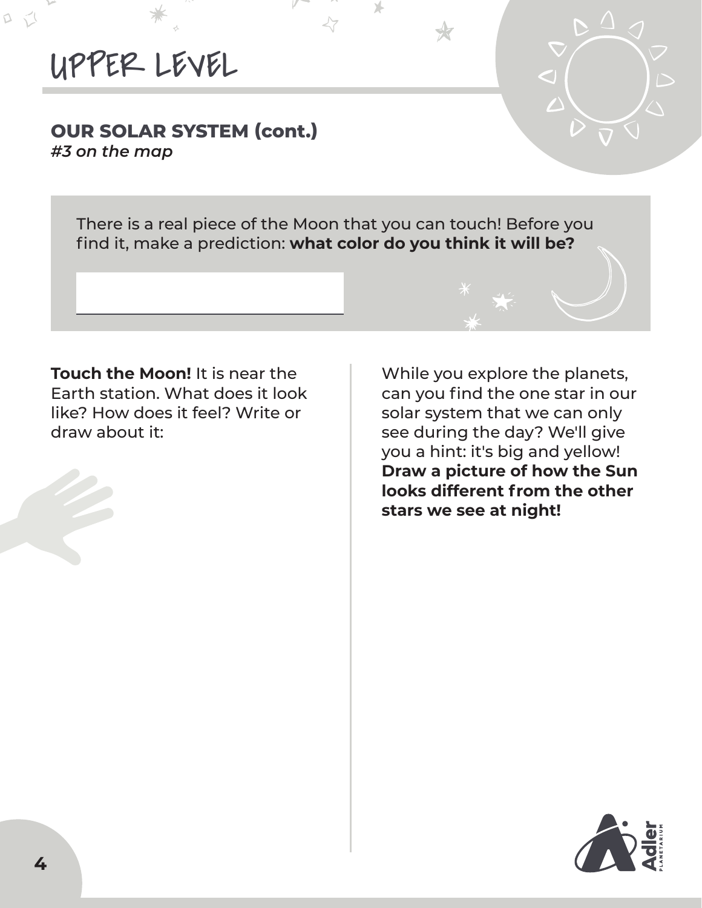# UPPER LEVEL

## OUR SOLAR SYSTEM (cont.)

*#3 on the map*

There is a real piece of the Moon that you can touch! Before you find it, make a prediction: **what color do you think it will be?**

______________________________

**Touch the Moon!** It is near the Earth station. What does it look like? How does it feel? Write or draw about it:

While you explore the planets, can you find the one star in our solar system that we can only see during the day? We'll give you a hint: it's big and yellow! **Draw a picture of how the Sun looks different from the other stars we see at night!**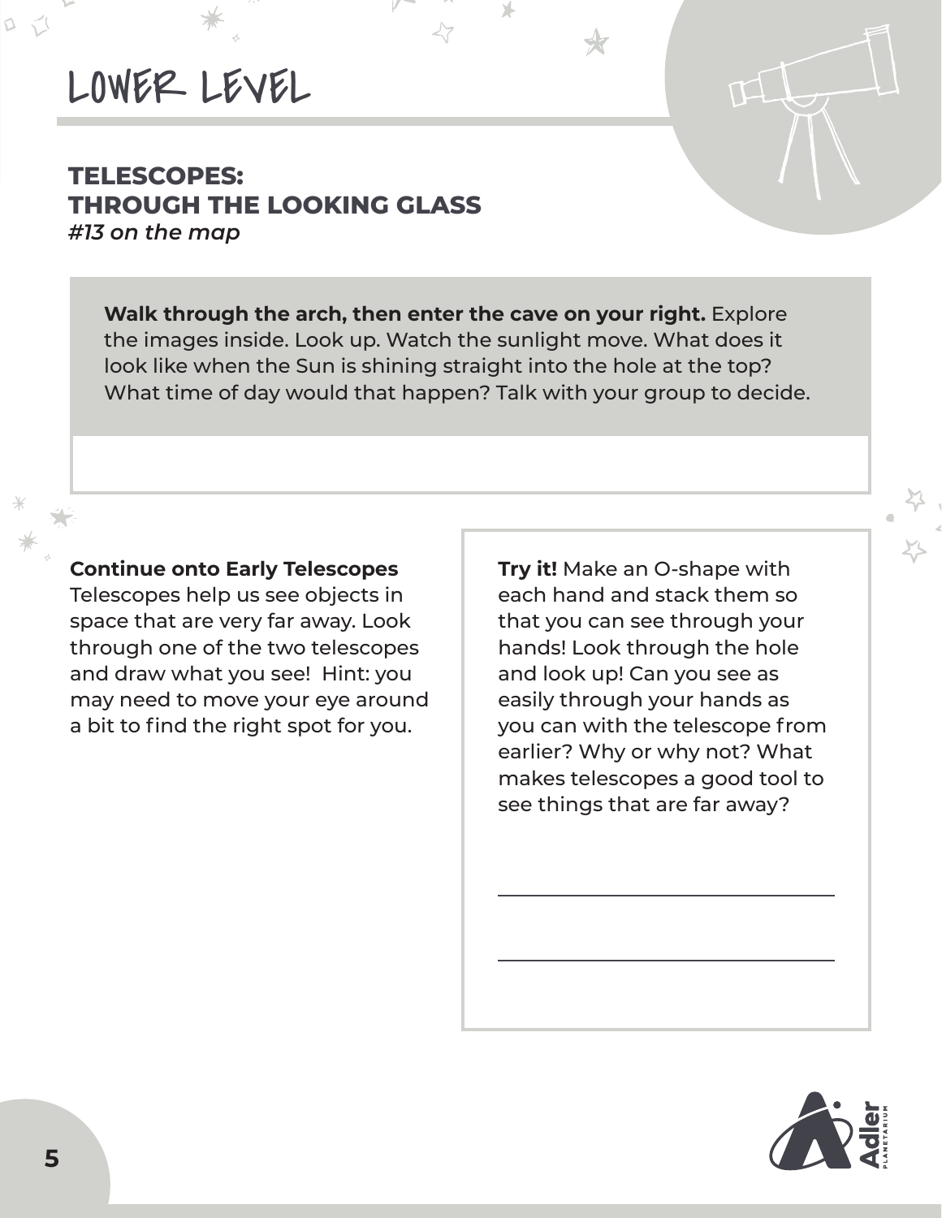# LOWER LEVEL

## TELESCOPES: THROUGH THE LOOKING GLASS

*#13 on the map*

**Walk through the arch, then enter the cave on your right.** Explore the images inside. Look up. Watch the sunlight move. What does it look like when the Sun is shining straight into the hole at the top? What time of day would that happen? Talk with your group to decide.

**Continue onto Early Telescopes**
Telescopes help us see objects in space that are very far away. Look through one of the two telescopes and draw what you see! Hint: you may need to move your eye around a bit to find the right spot for you.

**Try it!** Make an O-shape with each hand and stack them so that you can see through your hands! Look through the hole and look up! Can you see as easily through your hands as you can with the telescope from earlier? Why or why not? What makes telescopes a good tool to see things that are far away?

______________________________

______________________________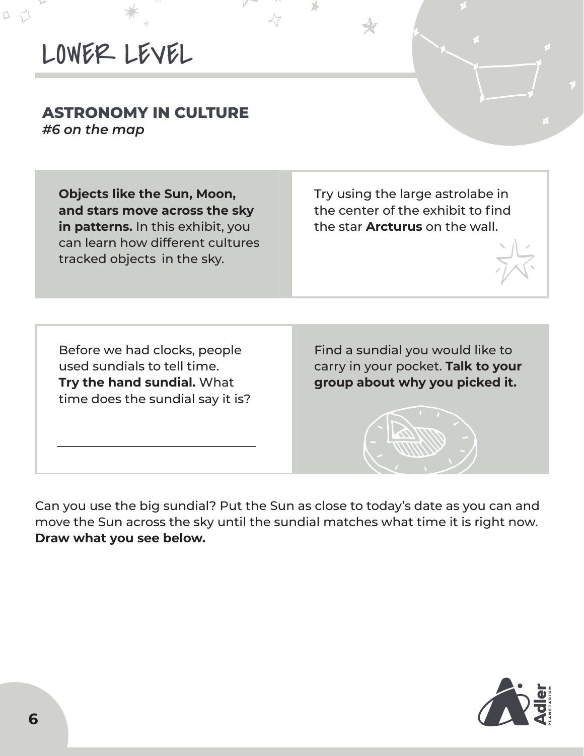# LOWER LEVEL

## ASTRONOMY IN CULTURE

*#6 on the map*

**Objects like the Sun, Moon, and stars move across the sky in patterns.** In this exhibit, you can learn how different cultures tracked objects in the sky.

Try using the large astrolabe in the center of the exhibit to find the star **Arcturus** on the wall.

Before we had clocks, people used sundials to tell time. **Try the hand sundial.** What time does the sundial say it is?

______________________________

Find a sundial you would like to carry in your pocket. **Talk to your group about why you picked it.**

Can you use the big sundial? Put the Sun as close to today's date as you can and move the Sun across the sky until the sundial matches what time it is right now. **Draw what you see below.**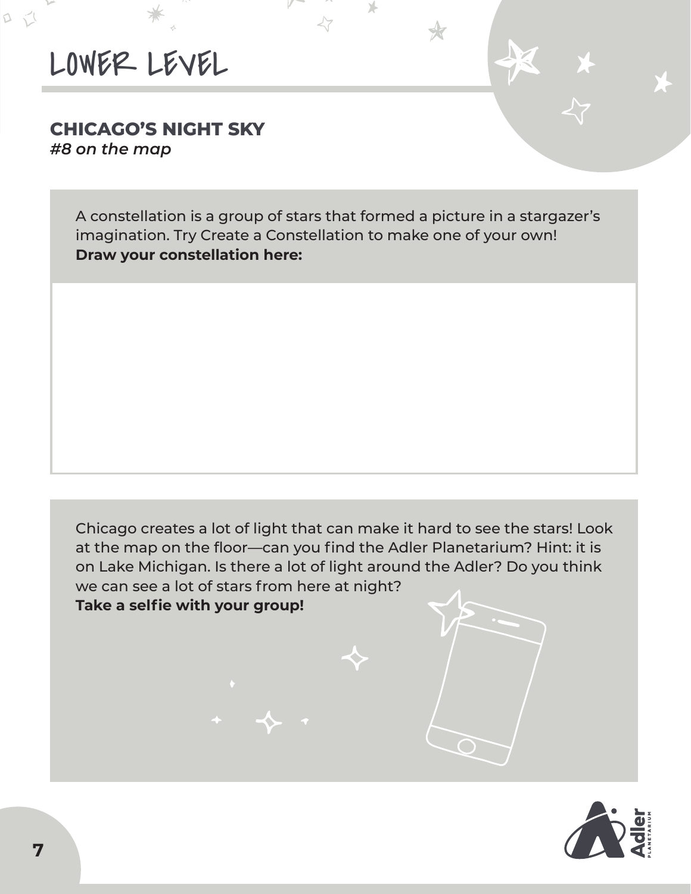# LOWER LEVEL

## CHICAGO'S NIGHT SKY

*#8 on the map*

A constellation is a group of stars that formed a picture in a stargazer's imagination. Try Create a Constellation to make one of your own!
**Draw your constellation here:**

Chicago creates a lot of light that can make it hard to see the stars! Look at the map on the floor—can you find the Adler Planetarium? Hint: it is on Lake Michigan. Is there a lot of light around the Adler? Do you think we can see a lot of stars from here at night?
**Take a selfie with your group!**